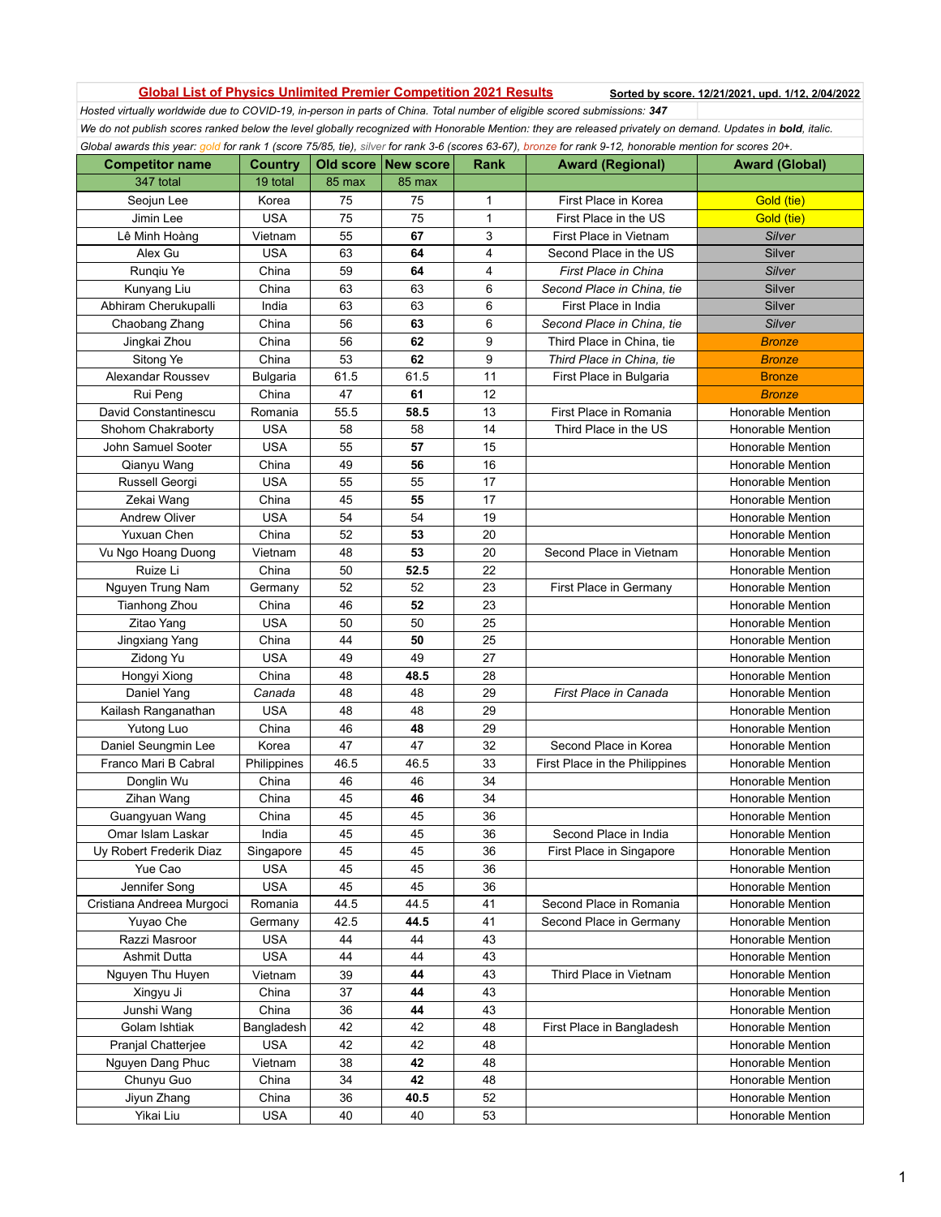| **Global List of Physics Unlimited Premier Competition 2021 Results** | | | | | | **Sorted by score. 12/21/2021, upd. 1/12, 2/04/2022** |
|---|---|---|---|---|---|---|
| *Hosted virtually worldwide due to COVID-19, in-person in parts of China. Total number of eligible scored submissions: **347*** | | | | | | |
| *We do not publish scores ranked below the level globally recognized with Honorable Mention: they are released privately on demand. Updates in **bold**, italic.* | | | | | | |
| *Global awards this year: gold for rank 1 (score 75/85, tie), silver for rank 3-6 (scores 63-67), bronze for rank 9-12, honorable mention for scores 20+.* | | | | | | |
| **Competitor name** | **Country** | **Old score** | **New score** | **Rank** | **Award (Regional)** | **Award (Global)** |
| 347 total | 19 total | 85 max | 85 max | | | |
| Seojun Lee | Korea | 75 | 75 | 1 | First Place in Korea | Gold (tie) |
| Jimin Lee | USA | 75 | 75 | 1 | First Place in the US | Gold (tie) |
| Lê Minh Hoàng | Vietnam | 55 | **67** | 3 | First Place in Vietnam | *Silver* |
| Alex Gu | USA | 63 | **64** | 4 | Second Place in the US | Silver |
| Runqiu Ye | China | 59 | **64** | 4 | *First Place in China* | *Silver* |
| Kunyang Liu | China | 63 | 63 | 6 | *Second Place in China, tie* | Silver |
| Abhiram Cherukupalli | India | 63 | 63 | 6 | First Place in India | Silver |
| Chaobang Zhang | China | 56 | **63** | 6 | *Second Place in China, tie* | *Silver* |
| Jingkai Zhou | China | 56 | **62** | 9 | Third Place in China, tie | *Bronze* |
| Sitong Ye | China | 53 | **62** | 9 | *Third Place in China, tie* | *Bronze* |
| Alexandar Roussev | Bulgaria | 61.5 | 61.5 | 11 | First Place in Bulgaria | Bronze |
| Rui Peng | China | 47 | **61** | 12 | | *Bronze* |
| David Constantinescu | Romania | 55.5 | **58.5** | 13 | First Place in Romania | Honorable Mention |
| Shohom Chakraborty | USA | 58 | 58 | 14 | Third Place in the US | Honorable Mention |
| John Samuel Sooter | USA | 55 | **57** | 15 | | Honorable Mention |
| Qianyu Wang | China | 49 | **56** | 16 | | Honorable Mention |
| Russell Georgi | USA | 55 | 55 | 17 | | Honorable Mention |
| Zekai Wang | China | 45 | **55** | 17 | | Honorable Mention |
| Andrew Oliver | USA | 54 | 54 | 19 | | Honorable Mention |
| Yuxuan Chen | China | 52 | **53** | 20 | | Honorable Mention |
| Vu Ngo Hoang Duong | Vietnam | 48 | **53** | 20 | Second Place in Vietnam | Honorable Mention |
| Ruize Li | China | 50 | **52.5** | 22 | | Honorable Mention |
| Nguyen Trung Nam | Germany | 52 | 52 | 23 | First Place in Germany | Honorable Mention |
| Tianhong Zhou | China | 46 | **52** | 23 | | Honorable Mention |
| Zitao Yang | USA | 50 | 50 | 25 | | Honorable Mention |
| Jingxiang Yang | China | 44 | **50** | 25 | | Honorable Mention |
| Zidong Yu | USA | 49 | 49 | 27 | | Honorable Mention |
| Hongyi Xiong | China | 48 | **48.5** | 28 | | Honorable Mention |
| Daniel Yang | *Canada* | 48 | 48 | 29 | *First Place in Canada* | Honorable Mention |
| Kailash Ranganathan | USA | 48 | 48 | 29 | | Honorable Mention |
| Yutong Luo | China | 46 | **48** | 29 | | Honorable Mention |
| Daniel Seungmin Lee | Korea | 47 | 47 | 32 | Second Place in Korea | Honorable Mention |
| Franco Mari B Cabral | Philippines | 46.5 | 46.5 | 33 | First Place in the Philippines | Honorable Mention |
| Donglin Wu | China | 46 | 46 | 34 | | Honorable Mention |
| Zihan Wang | China | 45 | **46** | 34 | | Honorable Mention |
| Guangyuan Wang | China | 45 | 45 | 36 | | Honorable Mention |
| Omar Islam Laskar | India | 45 | 45 | 36 | Second Place in India | Honorable Mention |
| Uy Robert Frederik Diaz | Singapore | 45 | 45 | 36 | First Place in Singapore | Honorable Mention |
| Yue Cao | USA | 45 | 45 | 36 | | Honorable Mention |
| Jennifer Song | USA | 45 | 45 | 36 | | Honorable Mention |
| Cristiana Andreea Murgoci | Romania | 44.5 | 44.5 | 41 | Second Place in Romania | Honorable Mention |
| Yuyao Che | Germany | 42.5 | **44.5** | 41 | Second Place in Germany | Honorable Mention |
| Razzi Masroor | USA | 44 | 44 | 43 | | Honorable Mention |
| Ashmit Dutta | USA | 44 | 44 | 43 | | Honorable Mention |
| Nguyen Thu Huyen | Vietnam | 39 | **44** | 43 | Third Place in Vietnam | Honorable Mention |
| Xingyu Ji | China | 37 | **44** | 43 | | Honorable Mention |
| Junshi Wang | China | 36 | **44** | 43 | | Honorable Mention |
| Golam Ishtiak | Bangladesh | 42 | 42 | 48 | First Place in Bangladesh | Honorable Mention |
| Pranjal Chatterjee | USA | 42 | 42 | 48 | | Honorable Mention |
| Nguyen Dang Phuc | Vietnam | 38 | **42** | 48 | | Honorable Mention |
| Chunyu Guo | China | 34 | **42** | 48 | | Honorable Mention |
| Jiyun Zhang | China | 36 | **40.5** | 52 | | Honorable Mention |
| Yikai Liu | USA | 40 | 40 | 53 | | Honorable Mention |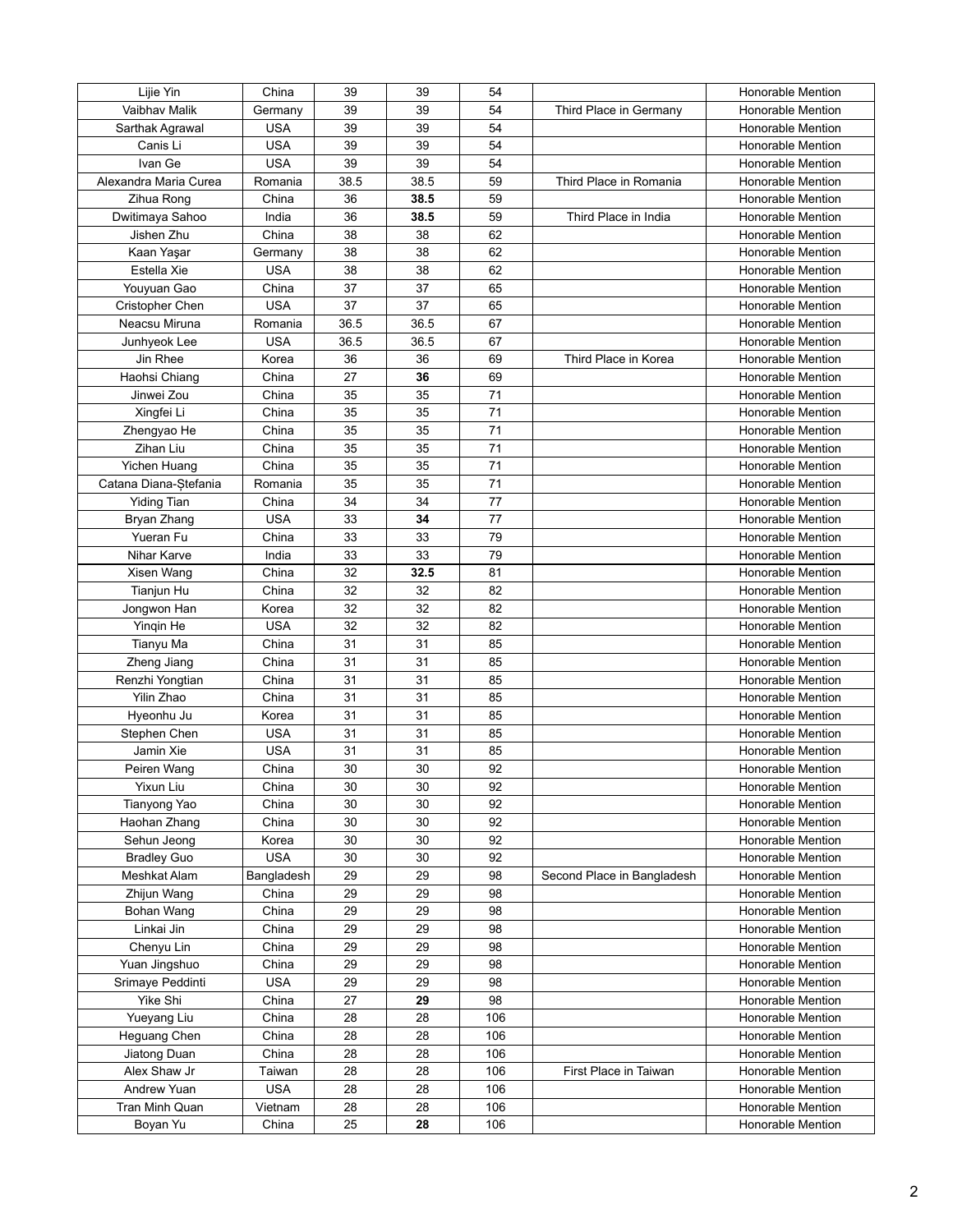| | | | | | | |
|---|---|---|---|---|---|---|
| Lijie Yin | China | 39 | 39 | 54 | | Honorable Mention |
| Vaibhav Malik | Germany | 39 | 39 | 54 | Third Place in Germany | Honorable Mention |
| Sarthak Agrawal | USA | 39 | 39 | 54 | | Honorable Mention |
| Canis Li | USA | 39 | 39 | 54 | | Honorable Mention |
| Ivan Ge | USA | 39 | 39 | 54 | | Honorable Mention |
| Alexandra Maria Curea | Romania | 38.5 | 38.5 | 59 | Third Place in Romania | Honorable Mention |
| Zihua Rong | China | 36 | **38.5** | 59 | | Honorable Mention |
| Dwitimaya Sahoo | India | 36 | **38.5** | 59 | Third Place in India | Honorable Mention |
| Jishen Zhu | China | 38 | 38 | 62 | | Honorable Mention |
| Kaan Yaşar | Germany | 38 | 38 | 62 | | Honorable Mention |
| Estella Xie | USA | 38 | 38 | 62 | | Honorable Mention |
| Youyuan Gao | China | 37 | 37 | 65 | | Honorable Mention |
| Cristopher Chen | USA | 37 | 37 | 65 | | Honorable Mention |
| Neacsu Miruna | Romania | 36.5 | 36.5 | 67 | | Honorable Mention |
| Junhyeok Lee | USA | 36.5 | 36.5 | 67 | | Honorable Mention |
| Jin Rhee | Korea | 36 | 36 | 69 | Third Place in Korea | Honorable Mention |
| Haohsi Chiang | China | 27 | **36** | 69 | | Honorable Mention |
| Jinwei Zou | China | 35 | 35 | 71 | | Honorable Mention |
| Xingfei Li | China | 35 | 35 | 71 | | Honorable Mention |
| Zhengyao He | China | 35 | 35 | 71 | | Honorable Mention |
| Zihan Liu | China | 35 | 35 | 71 | | Honorable Mention |
| Yichen Huang | China | 35 | 35 | 71 | | Honorable Mention |
| Catana Diana-Ștefania | Romania | 35 | 35 | 71 | | Honorable Mention |
| Yiding Tian | China | 34 | 34 | 77 | | Honorable Mention |
| Bryan Zhang | USA | 33 | **34** | 77 | | Honorable Mention |
| Yueran Fu | China | 33 | 33 | 79 | | Honorable Mention |
| Nihar Karve | India | 33 | 33 | 79 | | Honorable Mention |
| Xisen Wang | China | 32 | **32.5** | 81 | | Honorable Mention |
| Tianjun Hu | China | 32 | 32 | 82 | | Honorable Mention |
| Jongwon Han | Korea | 32 | 32 | 82 | | Honorable Mention |
| Yinqin He | USA | 32 | 32 | 82 | | Honorable Mention |
| Tianyu Ma | China | 31 | 31 | 85 | | Honorable Mention |
| Zheng Jiang | China | 31 | 31 | 85 | | Honorable Mention |
| Renzhi Yongtian | China | 31 | 31 | 85 | | Honorable Mention |
| Yilin Zhao | China | 31 | 31 | 85 | | Honorable Mention |
| Hyeonhu Ju | Korea | 31 | 31 | 85 | | Honorable Mention |
| Stephen Chen | USA | 31 | 31 | 85 | | Honorable Mention |
| Jamin Xie | USA | 31 | 31 | 85 | | Honorable Mention |
| Peiren Wang | China | 30 | 30 | 92 | | Honorable Mention |
| Yixun Liu | China | 30 | 30 | 92 | | Honorable Mention |
| Tianyong Yao | China | 30 | 30 | 92 | | Honorable Mention |
| Haohan Zhang | China | 30 | 30 | 92 | | Honorable Mention |
| Sehun Jeong | Korea | 30 | 30 | 92 | | Honorable Mention |
| Bradley Guo | USA | 30 | 30 | 92 | | Honorable Mention |
| Meshkat Alam | Bangladesh | 29 | 29 | 98 | Second Place in Bangladesh | Honorable Mention |
| Zhijun Wang | China | 29 | 29 | 98 | | Honorable Mention |
| Bohan Wang | China | 29 | 29 | 98 | | Honorable Mention |
| Linkai Jin | China | 29 | 29 | 98 | | Honorable Mention |
| Chenyu Lin | China | 29 | 29 | 98 | | Honorable Mention |
| Yuan Jingshuo | China | 29 | 29 | 98 | | Honorable Mention |
| Srimaye Peddinti | USA | 29 | 29 | 98 | | Honorable Mention |
| Yike Shi | China | 27 | **29** | 98 | | Honorable Mention |
| Yueyang Liu | China | 28 | 28 | 106 | | Honorable Mention |
| Heguang Chen | China | 28 | 28 | 106 | | Honorable Mention |
| Jiatong Duan | China | 28 | 28 | 106 | | Honorable Mention |
| Alex Shaw Jr | Taiwan | 28 | 28 | 106 | First Place in Taiwan | Honorable Mention |
| Andrew Yuan | USA | 28 | 28 | 106 | | Honorable Mention |
| Tran Minh Quan | Vietnam | 28 | 28 | 106 | | Honorable Mention |
| Boyan Yu | China | 25 | **28** | 106 | | Honorable Mention |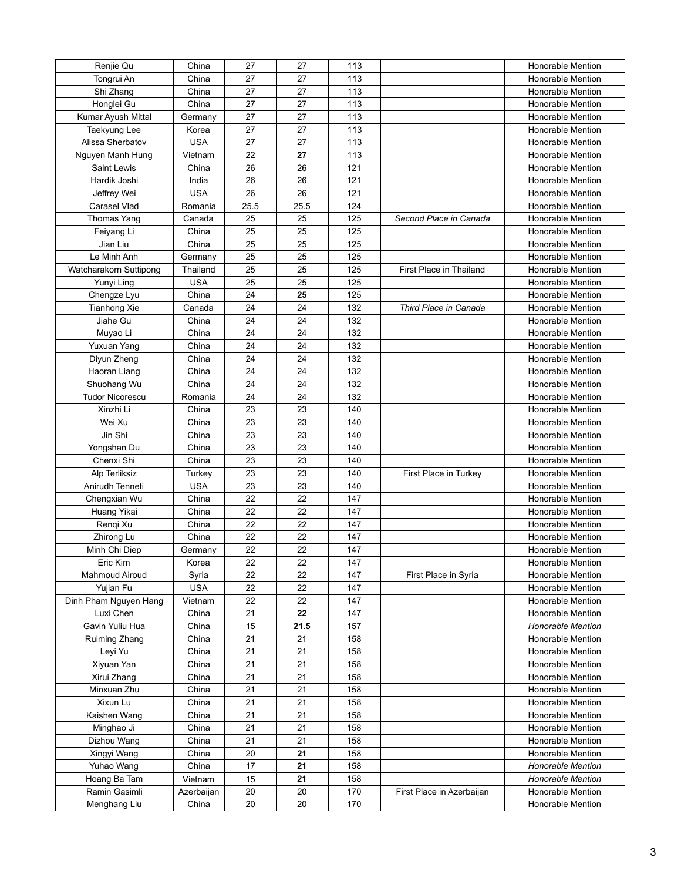| | | | | | | |
|---|---|---|---|---|---|---|
| Renjie Qu | China | 27 | 27 | 113 | | Honorable Mention |
| Tongrui An | China | 27 | 27 | 113 | | Honorable Mention |
| Shi Zhang | China | 27 | 27 | 113 | | Honorable Mention |
| Honglei Gu | China | 27 | 27 | 113 | | Honorable Mention |
| Kumar Ayush Mittal | Germany | 27 | 27 | 113 | | Honorable Mention |
| Taekyung Lee | Korea | 27 | 27 | 113 | | Honorable Mention |
| Alissa Sherbatov | USA | 27 | 27 | 113 | | Honorable Mention |
| Nguyen Manh Hung | Vietnam | 22 | **27** | 113 | | Honorable Mention |
| Saint Lewis | China | 26 | 26 | 121 | | Honorable Mention |
| Hardik Joshi | India | 26 | 26 | 121 | | Honorable Mention |
| Jeffrey Wei | USA | 26 | 26 | 121 | | Honorable Mention |
| Carasel Vlad | Romania | 25.5 | 25.5 | 124 | | Honorable Mention |
| Thomas Yang | Canada | 25 | 25 | 125 | *Second Place in Canada* | Honorable Mention |
| Feiyang Li | China | 25 | 25 | 125 | | Honorable Mention |
| Jian Liu | China | 25 | 25 | 125 | | Honorable Mention |
| Le Minh Anh | Germany | 25 | 25 | 125 | | Honorable Mention |
| Watcharakorn Suttipong | Thailand | 25 | 25 | 125 | First Place in Thailand | Honorable Mention |
| Yunyi Ling | USA | 25 | 25 | 125 | | Honorable Mention |
| Chengze Lyu | China | 24 | **25** | 125 | | Honorable Mention |
| Tianhong Xie | Canada | 24 | 24 | 132 | *Third Place in Canada* | Honorable Mention |
| Jiahe Gu | China | 24 | 24 | 132 | | Honorable Mention |
| Muyao Li | China | 24 | 24 | 132 | | Honorable Mention |
| Yuxuan Yang | China | 24 | 24 | 132 | | Honorable Mention |
| Diyun Zheng | China | 24 | 24 | 132 | | Honorable Mention |
| Haoran Liang | China | 24 | 24 | 132 | | Honorable Mention |
| Shuohang Wu | China | 24 | 24 | 132 | | Honorable Mention |
| Tudor Nicorescu | Romania | 24 | 24 | 132 | | Honorable Mention |
| Xinzhi Li | China | 23 | 23 | 140 | | Honorable Mention |
| Wei Xu | China | 23 | 23 | 140 | | Honorable Mention |
| Jin Shi | China | 23 | 23 | 140 | | Honorable Mention |
| Yongshan Du | China | 23 | 23 | 140 | | Honorable Mention |
| Chenxi Shi | China | 23 | 23 | 140 | | Honorable Mention |
| Alp Terliksiz | Turkey | 23 | 23 | 140 | First Place in Turkey | Honorable Mention |
| Anirudh Tenneti | USA | 23 | 23 | 140 | | Honorable Mention |
| Chengxian Wu | China | 22 | 22 | 147 | | Honorable Mention |
| Huang Yikai | China | 22 | 22 | 147 | | Honorable Mention |
| Renqi Xu | China | 22 | 22 | 147 | | Honorable Mention |
| Zhirong Lu | China | 22 | 22 | 147 | | Honorable Mention |
| Minh Chi Diep | Germany | 22 | 22 | 147 | | Honorable Mention |
| Eric Kim | Korea | 22 | 22 | 147 | | Honorable Mention |
| Mahmoud Airoud | Syria | 22 | 22 | 147 | First Place in Syria | Honorable Mention |
| Yujian Fu | USA | 22 | 22 | 147 | | Honorable Mention |
| Dinh Pham Nguyen Hang | Vietnam | 22 | 22 | 147 | | Honorable Mention |
| Luxi Chen | China | 21 | **22** | 147 | | Honorable Mention |
| Gavin Yuliu Hua | China | 15 | **21.5** | 157 | | *Honorable Mention* |
| Ruiming Zhang | China | 21 | 21 | 158 | | Honorable Mention |
| Leyi Yu | China | 21 | 21 | 158 | | Honorable Mention |
| Xiyuan Yan | China | 21 | 21 | 158 | | Honorable Mention |
| Xirui Zhang | China | 21 | 21 | 158 | | Honorable Mention |
| Minxuan Zhu | China | 21 | 21 | 158 | | Honorable Mention |
| Xixun Lu | China | 21 | 21 | 158 | | Honorable Mention |
| Kaishen Wang | China | 21 | 21 | 158 | | Honorable Mention |
| Minghao Ji | China | 21 | 21 | 158 | | Honorable Mention |
| Dizhou Wang | China | 21 | 21 | 158 | | Honorable Mention |
| Xingyi Wang | China | 20 | **21** | 158 | | Honorable Mention |
| Yuhao Wang | China | 17 | **21** | 158 | | *Honorable Mention* |
| Hoang Ba Tam | Vietnam | 15 | **21** | 158 | | *Honorable Mention* |
| Ramin Gasimli | Azerbaijan | 20 | 20 | 170 | First Place in Azerbaijan | Honorable Mention |
| Menghang Liu | China | 20 | 20 | 170 | | Honorable Mention |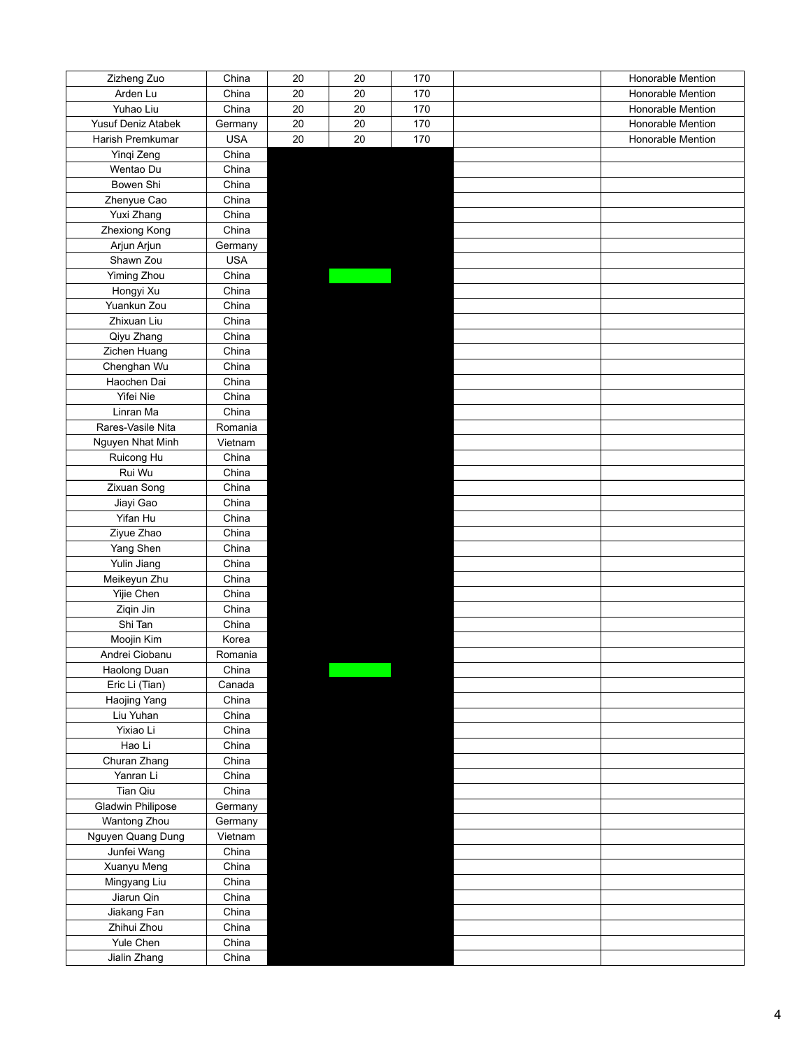| | | | | | | |
|---|---|---|---|---|---|---|
| Zizheng Zuo | China | 20 | 20 | 170 | | Honorable Mention |
| Arden Lu | China | 20 | 20 | 170 | | Honorable Mention |
| Yuhao Liu | China | 20 | 20 | 170 | | Honorable Mention |
| Yusuf Deniz Atabek | Germany | 20 | 20 | 170 | | Honorable Mention |
| Harish Premkumar | USA | 20 | 20 | 170 | | Honorable Mention |
| Yinqi Zeng | China | | | | | |
| Wentao Du | China | | | | | |
| Bowen Shi | China | | | | | |
| Zhenyue Cao | China | | | | | |
| Yuxi Zhang | China | | | | | |
| Zhexiong Kong | China | | | | | |
| Arjun Arjun | Germany | | | | | |
| Shawn Zou | USA | | | | | |
| Yiming Zhou | China | | | | | |
| Hongyi Xu | China | | | | | |
| Yuankun Zou | China | | | | | |
| Zhixuan Liu | China | | | | | |
| Qiyu Zhang | China | | | | | |
| Zichen Huang | China | | | | | |
| Chenghan Wu | China | | | | | |
| Haochen Dai | China | | | | | |
| Yifei Nie | China | | | | | |
| Linran Ma | China | | | | | |
| Rares-Vasile Nita | Romania | | | | | |
| Nguyen Nhat Minh | Vietnam | | | | | |
| Ruicong Hu | China | | | | | |
| Rui Wu | China | | | | | |
| Zixuan Song | China | | | | | |
| Jiayi Gao | China | | | | | |
| Yifan Hu | China | | | | | |
| Ziyue Zhao | China | | | | | |
| Yang Shen | China | | | | | |
| Yulin Jiang | China | | | | | |
| Meikeyun Zhu | China | | | | | |
| Yijie Chen | China | | | | | |
| Ziqin Jin | China | | | | | |
| Shi Tan | China | | | | | |
| Moojin Kim | Korea | | | | | |
| Andrei Ciobanu | Romania | | | | | |
| Haolong Duan | China | | | | | |
| Eric Li (Tian) | Canada | | | | | |
| Haojing Yang | China | | | | | |
| Liu Yuhan | China | | | | | |
| Yixiao Li | China | | | | | |
| Hao Li | China | | | | | |
| Churan Zhang | China | | | | | |
| Yanran Li | China | | | | | |
| Tian Qiu | China | | | | | |
| Gladwin Philipose | Germany | | | | | |
| Wantong Zhou | Germany | | | | | |
| Nguyen Quang Dung | Vietnam | | | | | |
| Junfei Wang | China | | | | | |
| Xuanyu Meng | China | | | | | |
| Mingyang Liu | China | | | | | |
| Jiarun Qin | China | | | | | |
| Jiakang Fan | China | | | | | |
| Zhihui Zhou | China | | | | | |
| Yule Chen | China | | | | | |
| Jialin Zhang | China | | | | | |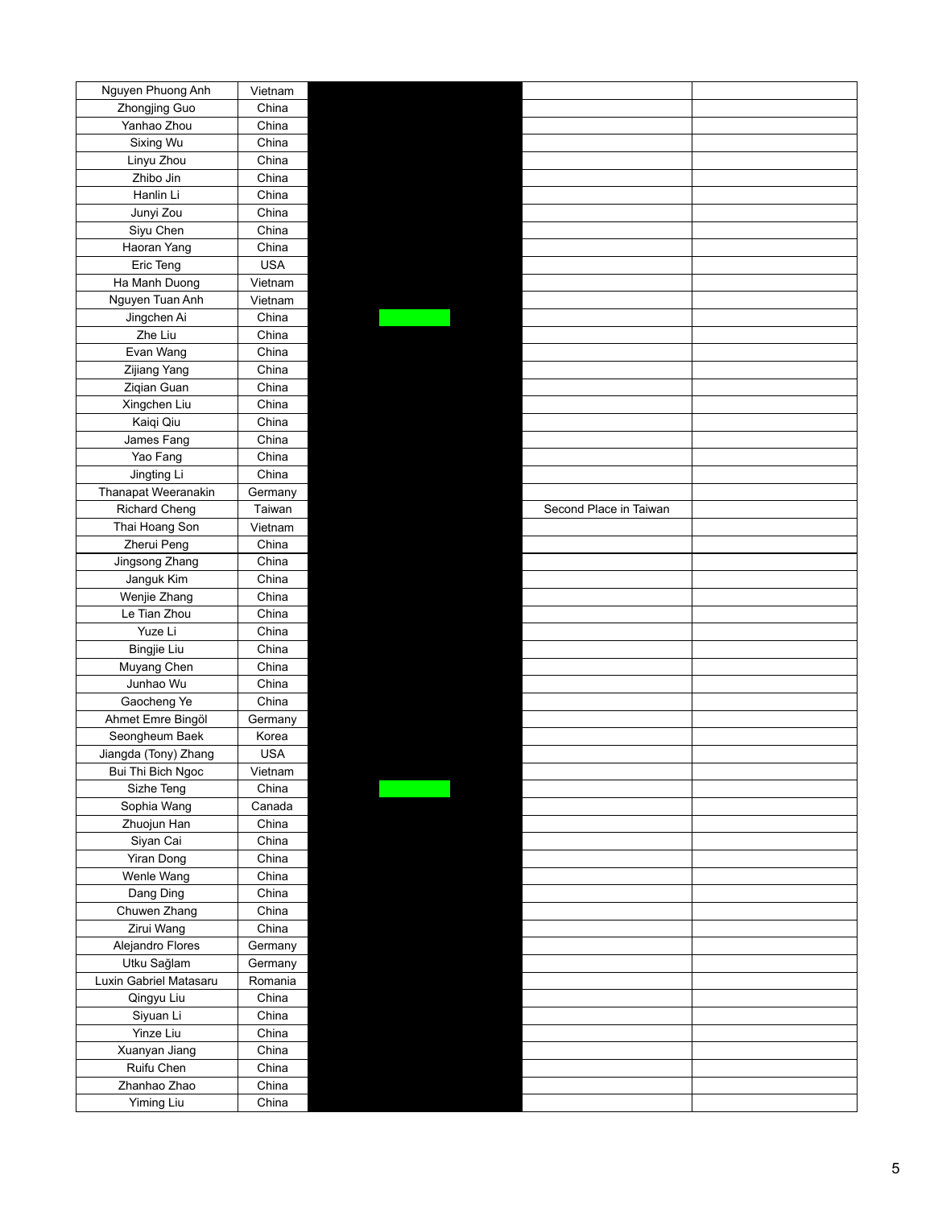| | | | | |
|---|---|---|---|---|
| Nguyen Phuong Anh | Vietnam | | | |
| Zhongjing Guo | China | | | |
| Yanhao Zhou | China | | | |
| Sixing Wu | China | | | |
| Linyu Zhou | China | | | |
| Zhibo Jin | China | | | |
| Hanlin Li | China | | | |
| Junyi Zou | China | | | |
| Siyu Chen | China | | | |
| Haoran Yang | China | | | |
| Eric Teng | USA | | | |
| Ha Manh Duong | Vietnam | | | |
| Nguyen Tuan Anh | Vietnam | | | |
| Jingchen Ai | China | | | |
| Zhe Liu | China | | | |
| Evan Wang | China | | | |
| Zijiang Yang | China | | | |
| Ziqian Guan | China | | | |
| Xingchen Liu | China | | | |
| Kaiqi Qiu | China | | | |
| James Fang | China | | | |
| Yao Fang | China | | | |
| Jingting Li | China | | | |
| Thanapat Weeranakin | Germany | | | |
| Richard Cheng | Taiwan | | Second Place in Taiwan | |
| Thai Hoang Son | Vietnam | | | |
| Zherui Peng | China | | | |
| Jingsong Zhang | China | | | |
| Janguk Kim | China | | | |
| Wenjie Zhang | China | | | |
| Le Tian Zhou | China | | | |
| Yuze Li | China | | | |
| Bingjie Liu | China | | | |
| Muyang Chen | China | | | |
| Junhao Wu | China | | | |
| Gaocheng Ye | China | | | |
| Ahmet Emre Bingöl | Germany | | | |
| Seongheum Baek | Korea | | | |
| Jiangda (Tony) Zhang | USA | | | |
| Bui Thi Bich Ngoc | Vietnam | | | |
| Sizhe Teng | China | | | |
| Sophia Wang | Canada | | | |
| Zhuojun Han | China | | | |
| Siyan Cai | China | | | |
| Yiran Dong | China | | | |
| Wenle Wang | China | | | |
| Dang Ding | China | | | |
| Chuwen Zhang | China | | | |
| Zirui Wang | China | | | |
| Alejandro Flores | Germany | | | |
| Utku Sağlam | Germany | | | |
| Luxin Gabriel Matasaru | Romania | | | |
| Qingyu Liu | China | | | |
| Siyuan Li | China | | | |
| Yinze Liu | China | | | |
| Xuanyan Jiang | China | | | |
| Ruifu Chen | China | | | |
| Zhanhao Zhao | China | | | |
| Yiming Liu | China | | | |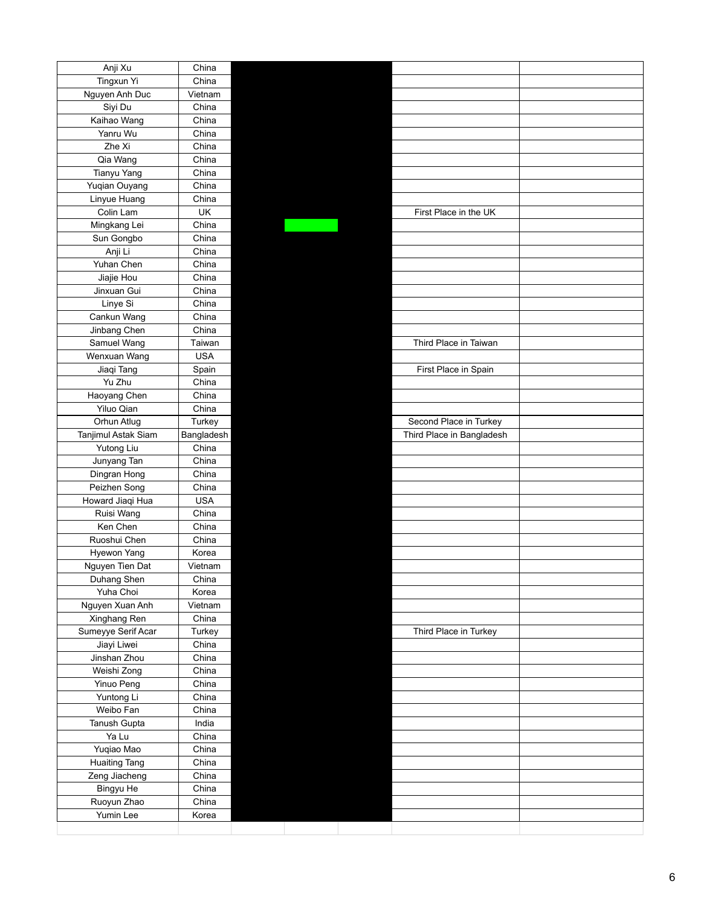| | | | | | | |
|---|---|---|---|---|---|---|
| Anji Xu | China | | | | | |
| Tingxun Yi | China | | | | | |
| Nguyen Anh Duc | Vietnam | | | | | |
| Siyi Du | China | | | | | |
| Kaihao Wang | China | | | | | |
| Yanru Wu | China | | | | | |
| Zhe Xi | China | | | | | |
| Qia Wang | China | | | | | |
| Tianyu Yang | China | | | | | |
| Yuqian Ouyang | China | | | | | |
| Linyue Huang | China | | | | | |
| Colin Lam | UK | | | | First Place in the UK | |
| Mingkang Lei | China | | | | | |
| Sun Gongbo | China | | | | | |
| Anji Li | China | | | | | |
| Yuhan Chen | China | | | | | |
| Jiajie Hou | China | | | | | |
| Jinxuan Gui | China | | | | | |
| Linye Si | China | | | | | |
| Cankun Wang | China | | | | | |
| Jinbang Chen | China | | | | | |
| Samuel Wang | Taiwan | | | | Third Place in Taiwan | |
| Wenxuan Wang | USA | | | | | |
| Jiaqi Tang | Spain | | | | First Place in Spain | |
| Yu Zhu | China | | | | | |
| Haoyang Chen | China | | | | | |
| Yiluo Qian | China | | | | | |
| Orhun Atlug | Turkey | | | | Second Place in Turkey | |
| Tanjimul Astak Siam | Bangladesh | | | | Third Place in Bangladesh | |
| Yutong Liu | China | | | | | |
| Junyang Tan | China | | | | | |
| Dingran Hong | China | | | | | |
| Peizhen Song | China | | | | | |
| Howard Jiaqi Hua | USA | | | | | |
| Ruisi Wang | China | | | | | |
| Ken Chen | China | | | | | |
| Ruoshui Chen | China | | | | | |
| Hyewon Yang | Korea | | | | | |
| Nguyen Tien Dat | Vietnam | | | | | |
| Duhang Shen | China | | | | | |
| Yuha Choi | Korea | | | | | |
| Nguyen Xuan Anh | Vietnam | | | | | |
| Xinghang Ren | China | | | | | |
| Sumeyye Serif Acar | Turkey | | | | Third Place in Turkey | |
| Jiayi Liwei | China | | | | | |
| Jinshan Zhou | China | | | | | |
| Weishi Zong | China | | | | | |
| Yinuo Peng | China | | | | | |
| Yuntong Li | China | | | | | |
| Weibo Fan | China | | | | | |
| Tanush Gupta | India | | | | | |
| Ya Lu | China | | | | | |
| Yuqiao Mao | China | | | | | |
| Huaiting Tang | China | | | | | |
| Zeng Jiacheng | China | | | | | |
| Bingyu He | China | | | | | |
| Ruoyun Zhao | China | | | | | |
| Yumin Lee | Korea | | | | | |
| | | | | | | |